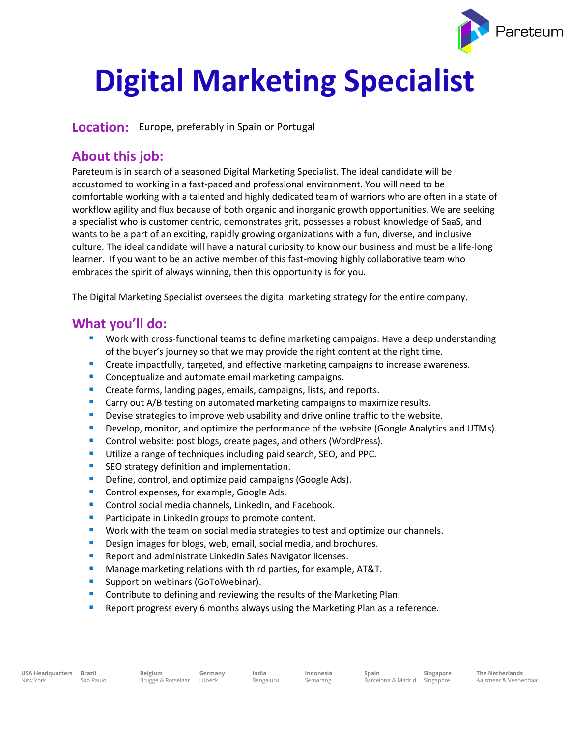# Digital Marketing Specialist

**Location:** Europe, preferably in Spain or Portugal

## About this job:

Pareteum is in search of a seasoned Digital Marketing Specialist. The ideal candidate will be accustomed to working in a fast-paced and professional environment. You will need to be comfortable working with a talented and highly dedicated team of warriors who are often in a state of workflow agility and flux because of both organic and inorganic growth opportunities. We are seeking a specialist who is customer centric, demonstrates grit, possesses a robust knowledge of SaaS, and wants to be a part of an exciting, rapidly growing organizations with a fun, diverse, and inclusive culture. The ideal candidate will have a natural curiosity to know our business and must be a life-long learner. If you want to be an active member of this fast-moving highly collaborative team who embraces the spirit of always winning, then this opportunity is for you.

The Digital Marketing Specialist oversees the digital marketing strategy for the entire company.

## What you'll do:

- Work with cross-functional teams to define marketing campaigns. Have a deep understanding of the buyer's journey so that we may provide the right content at the right time.
- Create impactfully, targeted, and effective marketing campaigns to increase awareness.
- Conceptualize and automate email marketing campaigns.
- Create forms, landing pages, emails, campaigns, lists, and reports.
- Carry out A/B testing on automated marketing campaigns to maximize results.
- Devise strategies to improve web usability and drive online traffic to the website.
- Develop, monitor, and optimize the performance of the website (Google Analytics and UTMs).
- Control website: post blogs, create pages, and others (WordPress).
- Utilize a range of techniques including paid search, SEO, and PPC.
- SEO strategy definition and implementation.
- Define, control, and optimize paid campaigns (Google Ads).
- Control expenses, for example, Google Ads.
- Control social media channels, LinkedIn, and Facebook.
- Participate in LinkedIn groups to promote content.
- Work with the team on social media strategies to test and optimize our channels.
- Design images for blogs, web, email, social media, and brochures.
- Report and administrate LinkedIn Sales Navigator licenses.
- Manage marketing relations with third parties, for example, AT&T.
- Support on webinars (GoToWebinar).
- Contribute to defining and reviewing the results of the Marketing Plan.
- Report progress every 6 months always using the Marketing Plan as a reference.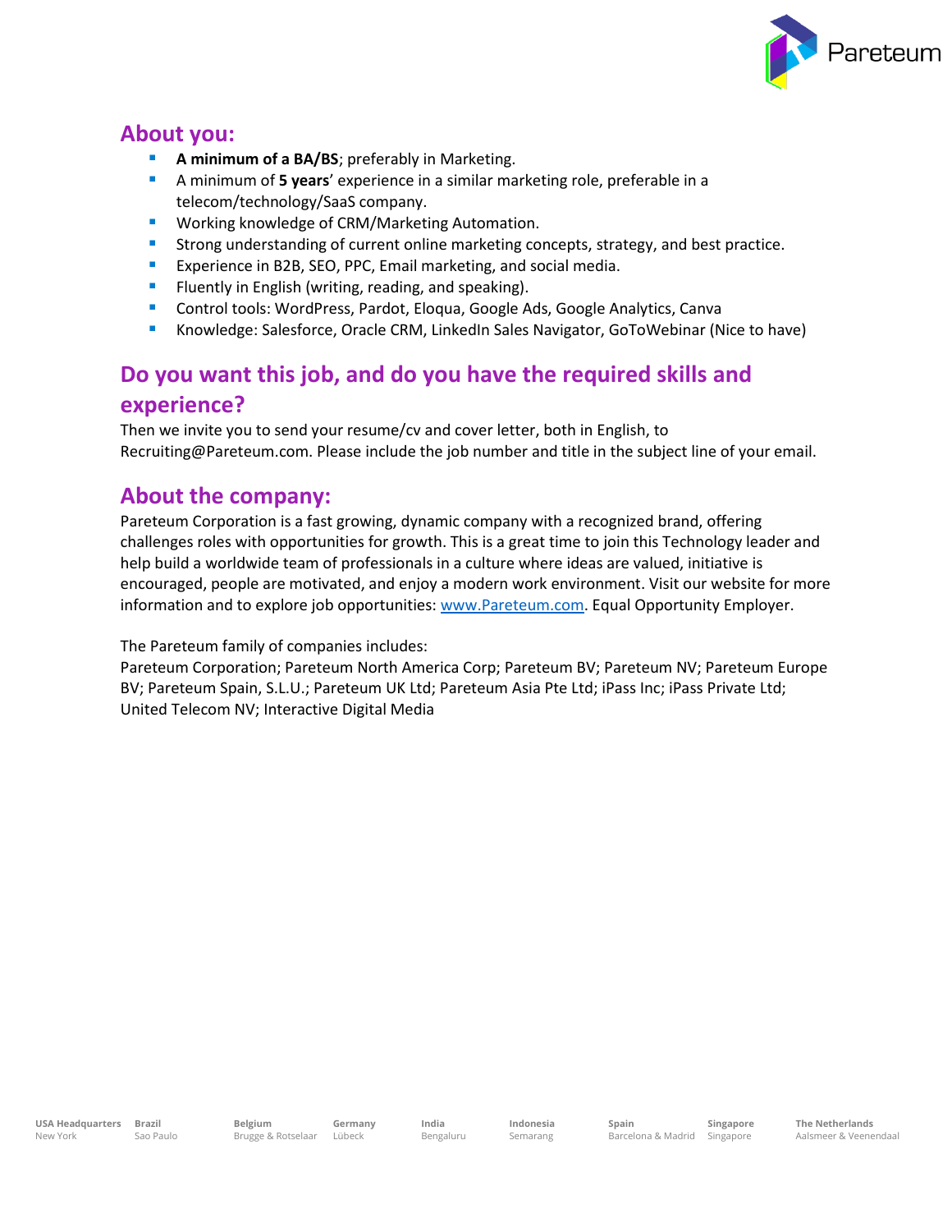## About you:

- **A minimum of a BA/BS**; preferably in Marketing.
- A minimum of **5 years**' experience in a similar marketing role, preferable in a telecom/technology/SaaS company.
- Working knowledge of CRM/Marketing Automation.
- Strong understanding of current online marketing concepts, strategy, and best practice.
- Experience in B2B, SEO, PPC, Email marketing, and social media.
- Fluently in English (writing, reading, and speaking).
- Control tools: WordPress, Pardot, Eloqua, Google Ads, Google Analytics, Canva
- Knowledge: Salesforce, Oracle CRM, LinkedIn Sales Navigator, GoToWebinar (Nice to have)

## Do you want this job, and do you have the required skills and experience?

Then we invite you to send your resume/cv and cover letter, both in English, to Recruiting@Pareteum.com. Please include the job number and title in the subject line of your email.

## About the company:

Pareteum Corporation is a fast growing, dynamic company with a recognized brand, offering challenges roles with opportunities for growth. This is a great time to join this Technology leader and help build a worldwide team of professionals in a culture where ideas are valued, initiative is encouraged, people are motivated, and enjoy a modern work environment. Visit our website for more information and to explore job opportunities: [www.Pareteum.com](http://www.Pareteum.com). Equal Opportunity Employer.

The Pareteum family of companies includes:
Pareteum Corporation; Pareteum North America Corp; Pareteum BV; Pareteum NV; Pareteum Europe BV; Pareteum Spain, S.L.U.; Pareteum UK Ltd; Pareteum Asia Pte Ltd; iPass Inc; iPass Private Ltd; United Telecom NV; Interactive Digital Media